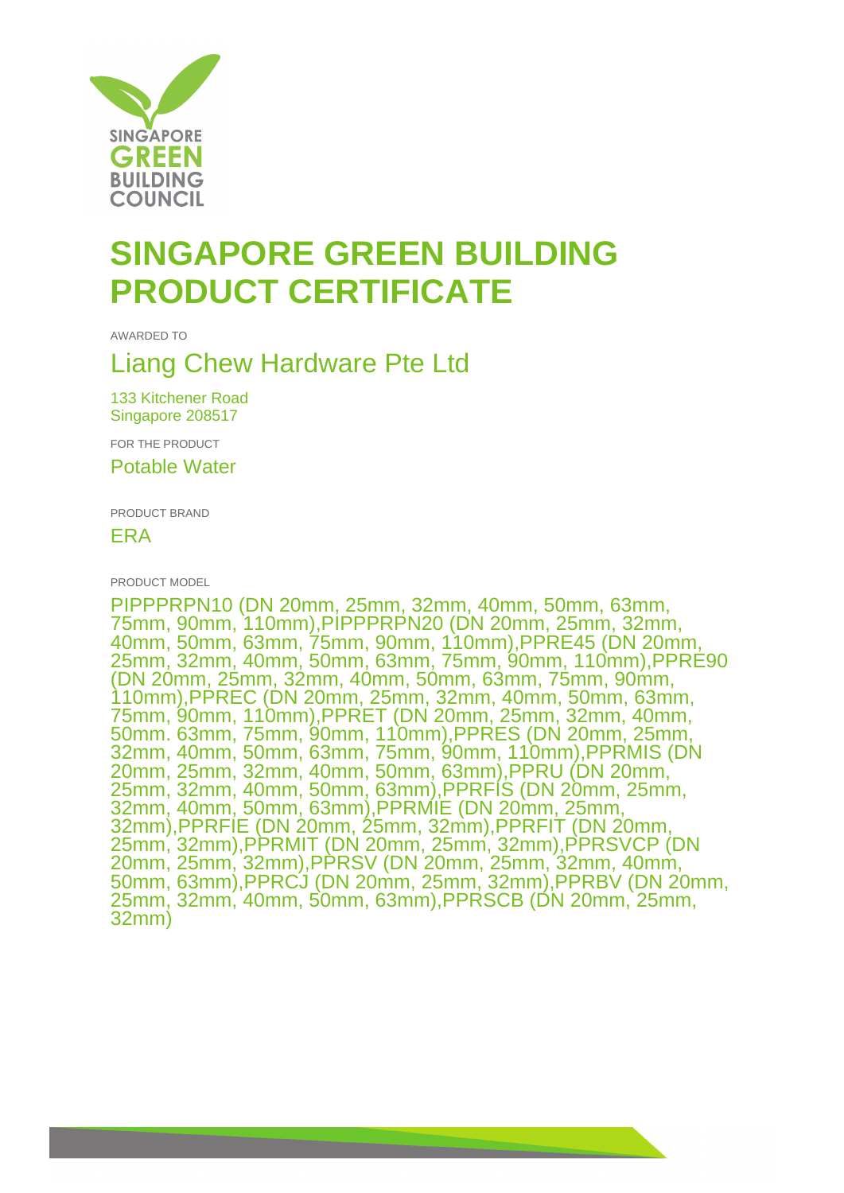SINGAPORE
GREEN
BUILDING
COUNCIL

# SINGAPORE GREEN BUILDING PRODUCT CERTIFICATE

AWARDED TO

## Liang Chew Hardware Pte Ltd

133 Kitchener Road
Singapore 208517

FOR THE PRODUCT

Potable Water

PRODUCT BRAND

ERA

PRODUCT MODEL

PIPPPRPN10 (DN 20mm, 25mm, 32mm, 40mm, 50mm, 63mm, 75mm, 90mm, 110mm),PIPPPRPN20 (DN 20mm, 25mm, 32mm, 40mm, 50mm, 63mm, 75mm, 90mm, 110mm),PPRE45 (DN 20mm, 25mm, 32mm, 40mm, 50mm, 63mm, 75mm, 90mm, 110mm),PPRE90 (DN 20mm, 25mm, 32mm, 40mm, 50mm, 63mm, 75mm, 90mm, 110mm),PPREC (DN 20mm, 25mm, 32mm, 40mm, 50mm, 63mm, 75mm, 90mm, 110mm),PPRET (DN 20mm, 25mm, 32mm, 40mm, 50mm. 63mm, 75mm, 90mm, 110mm),PPRES (DN 20mm, 25mm, 32mm, 40mm, 50mm, 63mm, 75mm, 90mm, 110mm),PPRMIS (DN 20mm, 25mm, 32mm, 40mm, 50mm, 63mm),PPRU (DN 20mm, 25mm, 32mm, 40mm, 50mm, 63mm),PPRFIS (DN 20mm, 25mm, 32mm, 40mm, 50mm, 63mm),PPRMIE (DN 20mm, 25mm, 32mm),PPRFIE (DN 20mm, 25mm, 32mm),PPRFIT (DN 20mm, 25mm, 32mm),PPRMIT (DN 20mm, 25mm, 32mm),PPRSVCP (DN 20mm, 25mm, 32mm),PPRSV (DN 20mm, 25mm, 32mm, 40mm, 50mm, 63mm),PPRCJ (DN 20mm, 25mm, 32mm),PPRBV (DN 20mm, 25mm, 32mm, 40mm, 50mm, 63mm),PPRSCB (DN 20mm, 25mm, 32mm)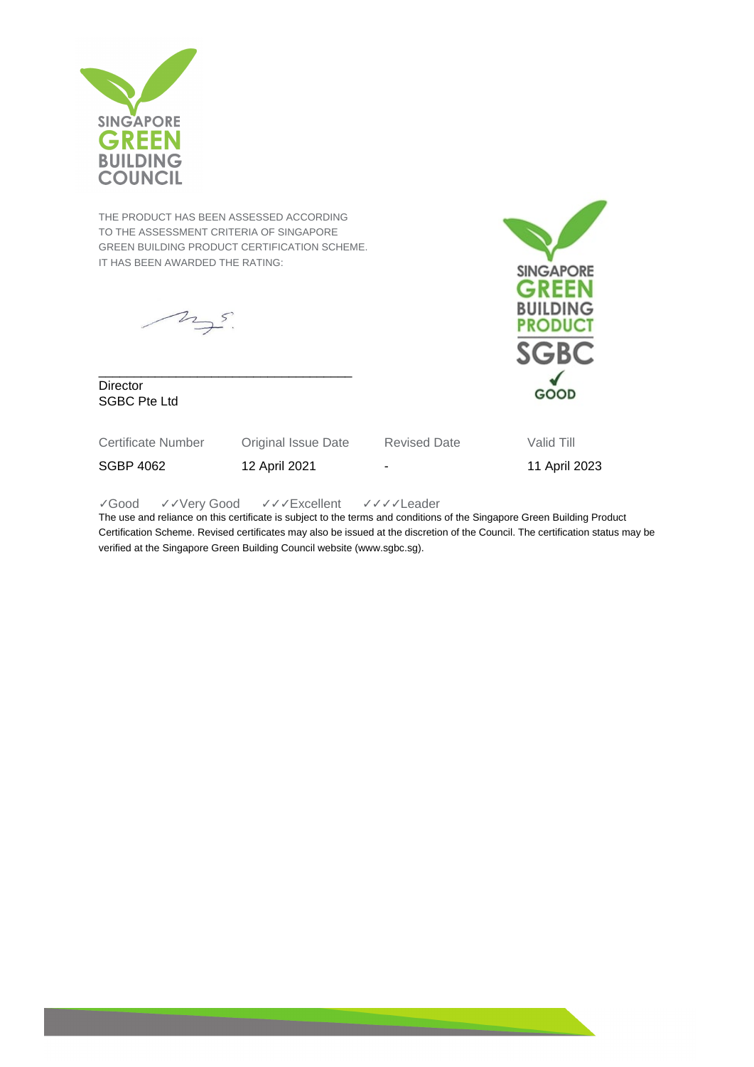SINGAPORE GREEN BUILDING COUNCIL

THE PRODUCT HAS BEEN ASSESSED ACCORDING TO THE ASSESSMENT CRITERIA OF SINGAPORE GREEN BUILDING PRODUCT CERTIFICATION SCHEME. IT HAS BEEN AWARDED THE RATING:

SINGAPORE GREEN BUILDING PRODUCT SGBC ✓ GOOD

\_\_\_\_\_\_\_\_\_\_\_\_\_\_\_\_\_\_\_\_\_\_\_\_\_\_\_\_\_\_\_\_\_\_\_

Director
SGBC Pte Ltd

| Certificate Number | Original Issue Date | Revised Date | Valid Till |
|---|---|---|---|
| SGBP 4062 | 12 April 2021 | - | 11 April 2023 |

✓Good ✓✓Very Good ✓✓✓Excellent ✓✓✓✓Leader

The use and reliance on this certificate is subject to the terms and conditions of the Singapore Green Building Product Certification Scheme. Revised certificates may also be issued at the discretion of the Council. The certification status may be verified at the Singapore Green Building Council website (www.sgbc.sg).